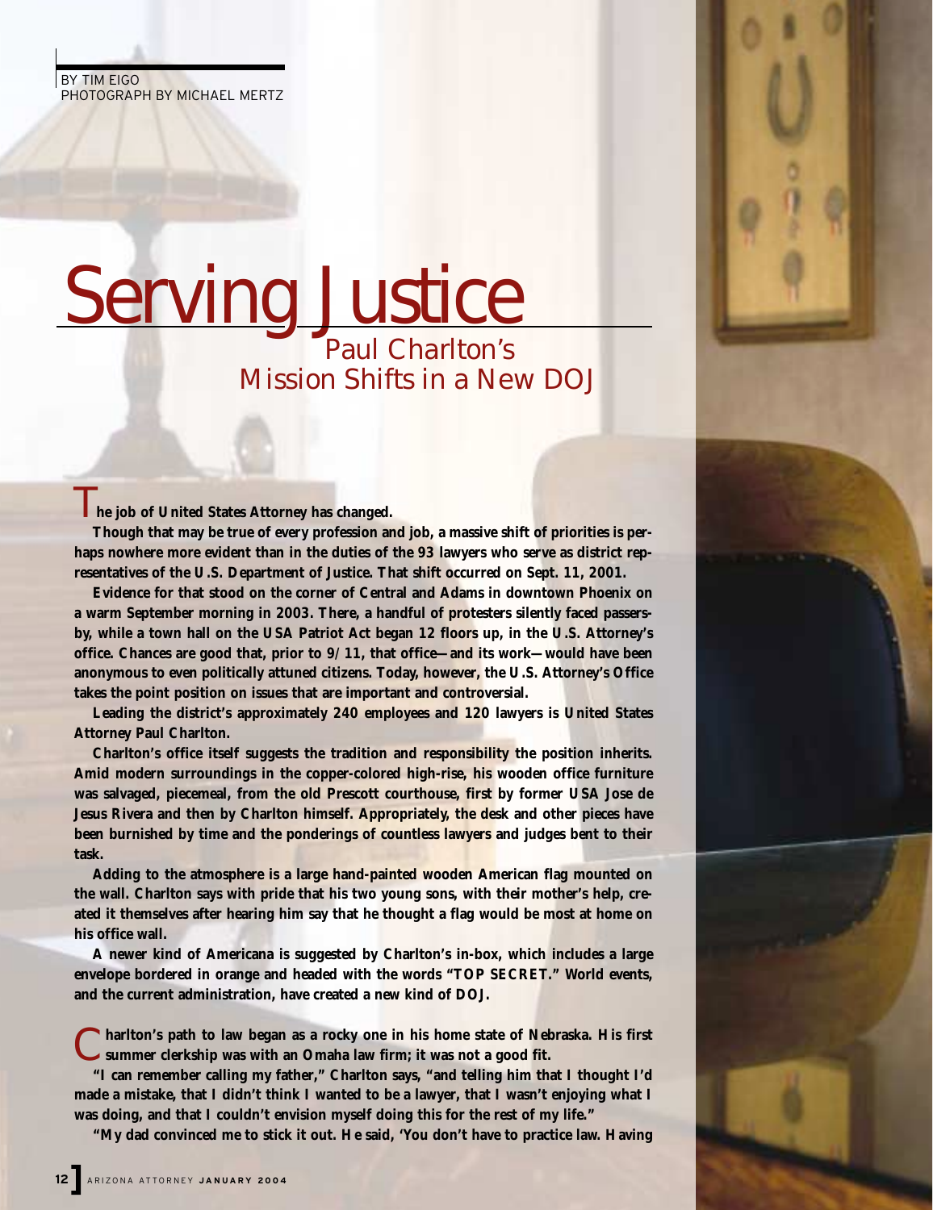BY TIM EIGO
PHOTOGRAPH BY MICHAEL MERTZ

# Serving Justice

## Paul Charlton's Mission Shifts in a New DOJ

**The job of United States Attorney has changed.**

**Though that may be true of every profession and job, a massive shift of priorities is perhaps nowhere more evident than in the duties of the 93 lawyers who serve as district representatives of the U.S. Department of Justice. That shift occurred on Sept. 11, 2001.**

**Evidence for that stood on the corner of Central and Adams in downtown Phoenix on a warm September morning in 2003. There, a handful of protesters silently faced passersby, while a town hall on the USA Patriot Act began 12 floors up, in the U.S. Attorney's office. Chances are good that, prior to 9/11, that office—and its work—would have been anonymous to even politically attuned citizens. Today, however, the U.S. Attorney's Office takes the point position on issues that are important and controversial.**

**Leading the district's approximately 240 employees and 120 lawyers is United States Attorney Paul Charlton.**

**Charlton's office itself suggests the tradition and responsibility the position inherits. Amid modern surroundings in the copper-colored high-rise, his wooden office furniture was salvaged, piecemeal, from the old Prescott courthouse, first by former USA Jose de Jesus Rivera and then by Charlton himself. Appropriately, the desk and other pieces have been burnished by time and the ponderings of countless lawyers and judges bent to their task.**

**Adding to the atmosphere is a large hand-painted wooden American flag mounted on the wall. Charlton says with pride that his two young sons, with their mother's help, created it themselves after hearing him say that he thought a flag would be most at home on his office wall.**

**A newer kind of Americana is suggested by Charlton's in-box, which includes a large envelope bordered in orange and headed with the words "TOP SECRET." World events, and the current administration, have created a new kind of DOJ.**

**Charlton's path to law began as a rocky one in his home state of Nebraska. His first summer clerkship was with an Omaha law firm; it was not a good fit.**

**"I can remember calling my father," Charlton says, "and telling him that I thought I'd made a mistake, that I didn't think I wanted to be a lawyer, that I wasn't enjoying what I was doing, and that I couldn't envision myself doing this for the rest of my life."**

**"My dad convinced me to stick it out. He said, 'You don't have to practice law. Having**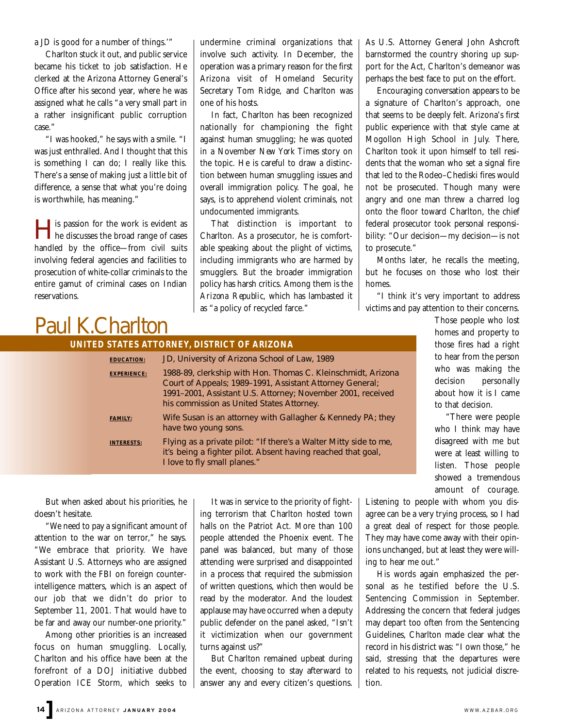a JD is good for a number of things.'"

Charlton stuck it out, and public service became his ticket to job satisfaction. He clerked at the Arizona Attorney General's Office after his second year, where he was assigned what he calls "a very small part in a rather insignificant public corruption case."

"I was hooked," he says with a smile. "I was just enthralled. And I thought that this is something I can do; I really like this. There's a sense of making just a little bit of difference, a sense that what you're doing is worthwhile, has meaning."

His passion for the work is evident as he discusses the broad range of cases handled by the office—from civil suits involving federal agencies and facilities to prosecution of white-collar criminals to the entire gamut of criminal cases on Indian reservations.

undermine criminal organizations that involve such activity. In December, the operation was a primary reason for the first Arizona visit of Homeland Security Secretary Tom Ridge, and Charlton was one of his hosts.

In fact, Charlton has been recognized nationally for championing the fight against human smuggling; he was quoted in a November *New York Times* story on the topic. He is careful to draw a distinction between human smuggling issues and overall immigration policy. The goal, he says, is to apprehend violent criminals, not undocumented immigrants.

That distinction is important to Charlton. As a prosecutor, he is comfortable speaking about the plight of victims, including immigrants who are harmed by smugglers. But the broader immigration policy has harsh critics. Among them is the *Arizona Republic*, which has lambasted it as "a policy of recycled farce."

As U.S. Attorney General John Ashcroft barnstormed the country shoring up support for the Act, Charlton's demeanor was perhaps the best face to put on the effort.

Encouraging conversation appears to be a signature of Charlton's approach, one that seems to be deeply felt. Arizona's first public experience with that style came at Mogollon High School in July. There, Charlton took it upon himself to tell residents that the woman who set a signal fire that led to the Rodeo–Chediski fires would not be prosecuted. Though many were angry and one man threw a charred log onto the floor toward Charlton, the chief federal prosecutor took personal responsibility: "Our decision—my decision—is not to prosecute."

Months later, he recalls the meeting, but he focuses on those who lost their homes.

"I think it's very important to address victims and pay attention to their concerns. Those people who lost homes and property to those fires had a right to hear from the person who was making the decision personally about how it is I came to that decision.

"There were people who I think may have disagreed with me but were at least willing to listen. Those people showed a tremendous amount of courage. Listening to people with whom you disagree can be a very trying process, so I had a great deal of respect for those people. They may have come away with their opinions unchanged, but at least they were willing to hear me out."

His words again emphasized the personal as he testified before the U.S. Sentencing Commission in September. Addressing the concern that federal judges may depart too often from the Sentencing Guidelines, Charlton made clear what the record in his district was: "I own those," he said, stressing that the departures were related to his requests, not judicial discretion.

## Paul K. Charlton

**UNITED STATES ATTORNEY, DISTRICT OF ARIZONA**

| | |
|---|---|
| **EDUCATION:** | JD, University of Arizona School of Law, 1989 |
| **EXPERIENCE:** | 1988-89, clerkship with Hon. Thomas C. Kleinschmidt, Arizona Court of Appeals; 1989–1991, Assistant Attorney General; 1991–2001, Assistant U.S. Attorney; November 2001, received his commission as United States Attorney. |
| **FAMILY:** | Wife Susan is an attorney with Gallagher & Kennedy PA; they have two young sons. |
| **INTERESTS:** | Flying as a private pilot: "If there's a Walter Mitty side to me, it's being a fighter pilot. Absent having reached that goal, I love to fly small planes." |

But when asked about his priorities, he doesn't hesitate.

"We need to pay a significant amount of attention to the war on terror," he says. "We embrace that priority. We have Assistant U.S. Attorneys who are assigned to work with the FBI on foreign counterintelligence matters, which is an aspect of our job that we didn't do prior to September 11, 2001. That would have to be far and away our number-one priority."

Among other priorities is an increased focus on human smuggling. Locally, Charlton and his office have been at the forefront of a DOJ initiative dubbed Operation ICE Storm, which seeks to

It was in service to the priority of fighting terrorism that Charlton hosted town halls on the Patriot Act. More than 100 people attended the Phoenix event. The panel was balanced, but many of those attending were surprised and disappointed in a process that required the submission of written questions, which then would be read by the moderator. And the loudest applause may have occurred when a deputy public defender on the panel asked, "Isn't it victimization when our government turns against us?"

But Charlton remained upbeat during the event, choosing to stay afterward to answer any and every citizen's questions.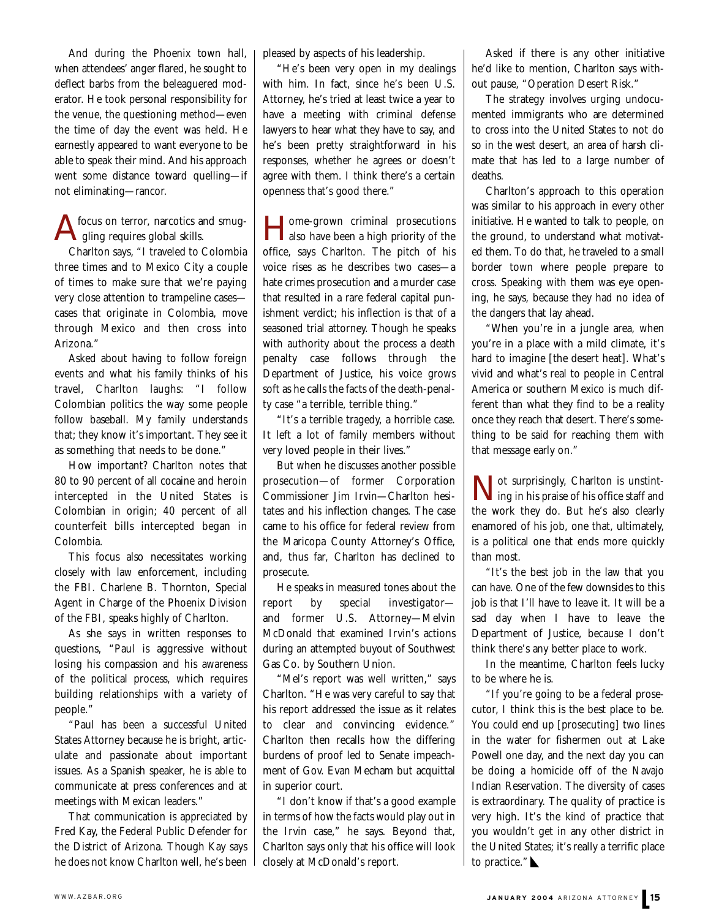And during the Phoenix town hall, when attendees' anger flared, he sought to deflect barbs from the beleaguered moderator. He took personal responsibility for the venue, the questioning method—even the time of day the event was held. He earnestly appeared to want everyone to be able to speak their mind. And his approach went some distance toward quelling—if not eliminating—rancor.

A focus on terror, narcotics and smuggling requires global skills.

Charlton says, "I traveled to Colombia three times and to Mexico City a couple of times to make sure that we're paying very close attention to trampeline cases—cases that originate in Colombia, move through Mexico and then cross into Arizona."

Asked about having to follow foreign events and what his family thinks of his travel, Charlton laughs: "I follow Colombian politics the way some people follow baseball. My family understands that; they know it's important. They see it as something that needs to be done."

How important? Charlton notes that 80 to 90 percent of all cocaine and heroin intercepted in the United States is Colombian in origin; 40 percent of all counterfeit bills intercepted began in Colombia.

This focus also necessitates working closely with law enforcement, including the FBI. Charlene B. Thornton, Special Agent in Charge of the Phoenix Division of the FBI, speaks highly of Charlton.

As she says in written responses to questions, "Paul is aggressive without losing his compassion and his awareness of the political process, which requires building relationships with a variety of people."

"Paul has been a successful United States Attorney because he is bright, articulate and passionate about important issues. As a Spanish speaker, he is able to communicate at press conferences and at meetings with Mexican leaders."

That communication is appreciated by Fred Kay, the Federal Public Defender for the District of Arizona. Though Kay says he does not know Charlton well, he's been pleased by aspects of his leadership.

"He's been very open in my dealings with him. In fact, since he's been U.S. Attorney, he's tried at least twice a year to have a meeting with criminal defense lawyers to hear what they have to say, and he's been pretty straightforward in his responses, whether he agrees or doesn't agree with them. I think there's a certain openness that's good there."

Home-grown criminal prosecutions also have been a high priority of the office, says Charlton. The pitch of his voice rises as he describes two cases—a hate crimes prosecution and a murder case that resulted in a rare federal capital punishment verdict; his inflection is that of a seasoned trial attorney. Though he speaks with authority about the process a death penalty case follows through the Department of Justice, his voice grows soft as he calls the facts of the death-penalty case "a terrible, terrible thing."

"It's a terrible tragedy, a horrible case. It left a lot of family members without very loved people in their lives."

But when he discusses another possible prosecution—of former Corporation Commissioner Jim Irvin—Charlton hesitates and his inflection changes. The case came to his office for federal review from the Maricopa County Attorney's Office, and, thus far, Charlton has declined to prosecute.

He speaks in measured tones about the report by special investigator—and former U.S. Attorney—Melvin McDonald that examined Irvin's actions during an attempted buyout of Southwest Gas Co. by Southern Union.

"Mel's report was well written," says Charlton. "He was very careful to say that his report addressed the issue as it relates to clear and convincing evidence." Charlton then recalls how the differing burdens of proof led to Senate impeachment of Gov. Evan Mecham but acquittal in superior court.

"I don't know if that's a good example in terms of how the facts would play out in the Irvin case," he says. Beyond that, Charlton says only that his office will look closely at McDonald's report.

Asked if there is any other initiative he'd like to mention, Charlton says without pause, "Operation Desert Risk."

The strategy involves urging undocumented immigrants who are determined to cross into the United States to not do so in the west desert, an area of harsh climate that has led to a large number of deaths.

Charlton's approach to this operation was similar to his approach in every other initiative. He wanted to talk to people, on the ground, to understand what motivated them. To do that, he traveled to a small border town where people prepare to cross. Speaking with them was eye opening, he says, because they had no idea of the dangers that lay ahead.

"When you're in a jungle area, when you're in a place with a mild climate, it's hard to imagine [the desert heat]. What's vivid and what's real to people in Central America or southern Mexico is much different than what they find to be a reality once they reach that desert. There's something to be said for reaching them with that message early on."

Not surprisingly, Charlton is unstinting in his praise of his office staff and the work they do. But he's also clearly enamored of his job, one that, ultimately, is a political one that ends more quickly than most.

"It's the best job in the law that you can have. One of the few downsides to this job is that I'll have to leave it. It will be a sad day when I have to leave the Department of Justice, because I don't think there's any better place to work.

In the meantime, Charlton feels lucky to be where he is.

"If you're going to be a federal prosecutor, I think this is the best place to be. You could end up [prosecuting] two lines in the water for fishermen out at Lake Powell one day, and the next day you can be doing a homicide off of the Navajo Indian Reservation. The diversity of cases is extraordinary. The quality of practice is very high. It's the kind of practice that you wouldn't get in any other district in the United States; it's really a terrific place to practice."